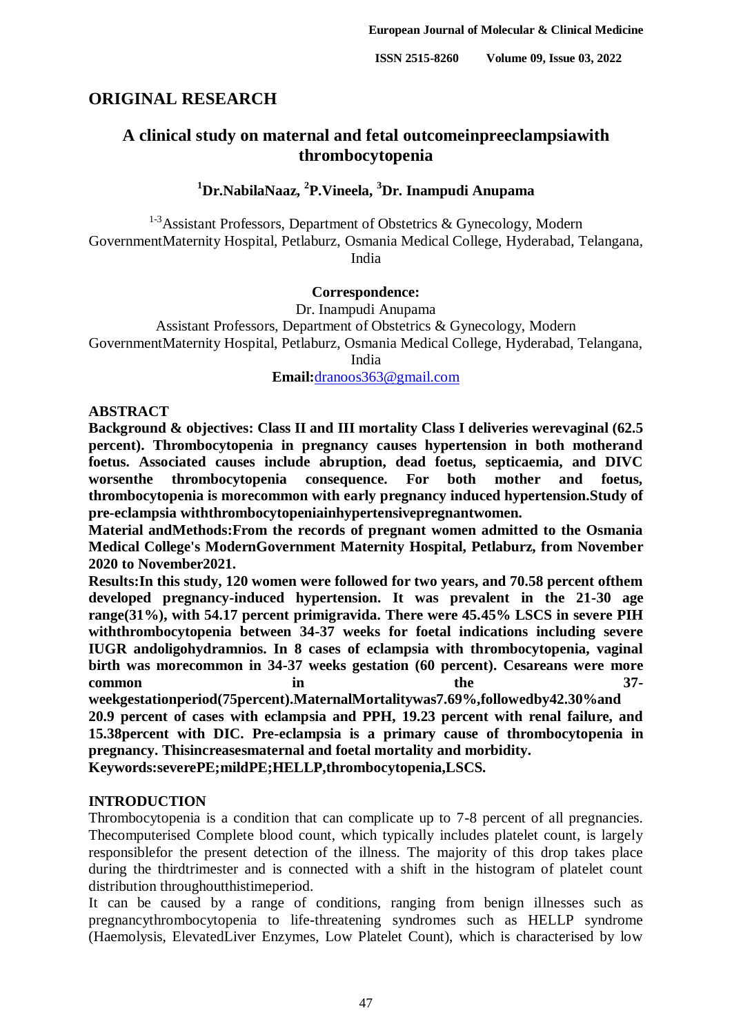## ORIGINAL RESEARCH

# A clinical study on maternal and fetal outcomeinpreeclampsiawith thrombocytopenia

**[1]Dr.NabilaNaaz, [2]P.Vineela, [3]Dr. Inampudi Anupama**

[1-3]Assistant Professors, Department of Obstetrics & Gynecology, Modern GovernmentMaternity Hospital, Petlaburz, Osmania Medical College, Hyderabad, Telangana, India

**Correspondence:**

Dr. Inampudi Anupama

Assistant Professors, Department of Obstetrics & Gynecology, Modern GovernmentMaternity Hospital, Petlaburz, Osmania Medical College, Hyderabad, Telangana, India

**Email:**dranoos363@gmail.com

## ABSTRACT

**Background & objectives: Class II and III mortality Class I deliveries werevaginal (62.5 percent). Thrombocytopenia in pregnancy causes hypertension in both motherand foetus. Associated causes include abruption, dead foetus, septicaemia, and DIVC worsenthe thrombocytopenia consequence. For both mother and foetus, thrombocytopenia is morecommon with early pregnancy induced hypertension.Study of pre-eclampsia withthrombocytopeniainhypertensivepregnantwomen.**

**Material andMethods:From the records of pregnant women admitted to the Osmania Medical College's ModernGovernment Maternity Hospital, Petlaburz, from November 2020 to November2021.**

**Results:In this study, 120 women were followed for two years, and 70.58 percent ofthem developed pregnancy-induced hypertension. It was prevalent in the 21-30 age range(31%), with 54.17 percent primigravida. There were 45.45% LSCS in severe PIH withthrombocytopenia between 34-37 weeks for foetal indications including severe IUGR andoligohydramnios. In 8 cases of eclampsia with thrombocytopenia, vaginal birth was morecommon in 34-37 weeks gestation (60 percent). Cesareans were more common in the 37-weekgestationperiod(75percent).MaternalMortalitywas7.69%,followedby42.30%and 20.9 percent of cases with eclampsia and PPH, 19.23 percent with renal failure, and 15.38percent with DIC. Pre-eclampsia is a primary cause of thrombocytopenia in pregnancy. Thisincreasesmaternal and foetal mortality and morbidity.**

**Keywords:severePE;mildPE;HELLP,thrombocytopenia,LSCS.**

## INTRODUCTION

Thrombocytopenia is a condition that can complicate up to 7-8 percent of all pregnancies. Thecomputerised Complete blood count, which typically includes platelet count, is largely responsiblefor the present detection of the illness. The majority of this drop takes place during the thirdtrimester and is connected with a shift in the histogram of platelet count distribution throughoutthistimeperiod.

It can be caused by a range of conditions, ranging from benign illnesses such as pregnancythrombocytopenia to life-threatening syndromes such as HELLP syndrome (Haemolysis, ElevatedLiver Enzymes, Low Platelet Count), which is characterised by low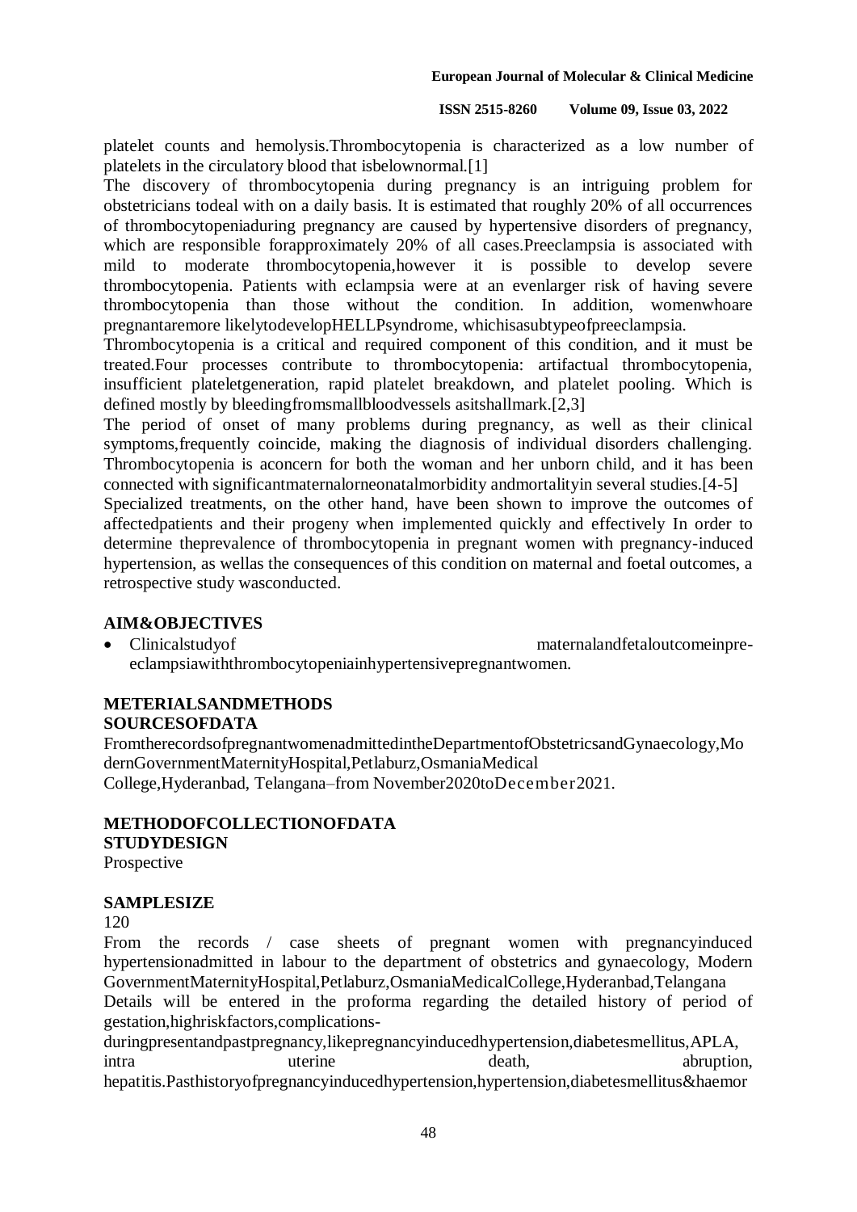platelet counts and hemolysis.Thrombocytopenia is characterized as a low number of platelets in the circulatory blood that isbelownormal.[1]

The discovery of thrombocytopenia during pregnancy is an intriguing problem for obstetricians todeal with on a daily basis. It is estimated that roughly 20% of all occurrences of thrombocytopeniaduring pregnancy are caused by hypertensive disorders of pregnancy, which are responsible forapproximately 20% of all cases.Preeclampsia is associated with mild to moderate thrombocytopenia,however it is possible to develop severe thrombocytopenia. Patients with eclampsia were at an evenlarger risk of having severe thrombocytopenia than those without the condition. In addition, womenwhoare pregnantaremore likelytodevelopHELLPsyndrome, whichisasubtypeofpreeclampsia.

Thrombocytopenia is a critical and required component of this condition, and it must be treated.Four processes contribute to thrombocytopenia: artifactual thrombocytopenia, insufficient plateletgeneration, rapid platelet breakdown, and platelet pooling. Which is defined mostly by bleedingfromsmallbloodvessels asitshallmark.[2,3]

The period of onset of many problems during pregnancy, as well as their clinical symptoms,frequently coincide, making the diagnosis of individual disorders challenging. Thrombocytopenia is aconcern for both the woman and her unborn child, and it has been connected with significantmaternalorneonatalmorbidity andmortalityin several studies.[4-5]

Specialized treatments, on the other hand, have been shown to improve the outcomes of affectedpatients and their progeny when implemented quickly and effectively In order to determine theprevalence of thrombocytopenia in pregnant women with pregnancy-induced hypertension, as wellas the consequences of this condition on maternal and foetal outcomes, a retrospective study wasconducted.

## AIM&OBJECTIVES

- Clinicalstudyof maternalandfetaloutcomeinpre-eclampsiawiththrombocytopeniainhypertensivepregnantwomen.

## METERIALSANDMETHODS

### SOURCESOFDATA

FromtherecordsofpregnantwomenadmittedintheDepartmentofObstetricsandGynaecology,ModernGovernmentMaternityHospital,Petlaburz,OsmaniaMedical College,Hyderanbad, Telangana–from November2020toDecember2021.

### METHODOFCOLLECTIONOFDATA

### STUDYDESIGN

Prospective

### SAMPLESIZE

120

From the records / case sheets of pregnant women with pregnancyinduced hypertensionadmitted in labour to the department of obstetrics and gynaecology, Modern GovernmentMaternityHospital,Petlaburz,OsmaniaMedicalCollege,Hyderanbad,Telangana

Details will be entered in the proforma regarding the detailed history of period of gestation,highriskfactors,complications-duringpresentandpastpregnancy,likepregnancyinducedhypertension,diabetesmellitus,APLA, intra uterine death, abruption, hepatitis.Pasthistoryofpregnancyinducedhypertension,hypertension,diabetesmellitus&haemor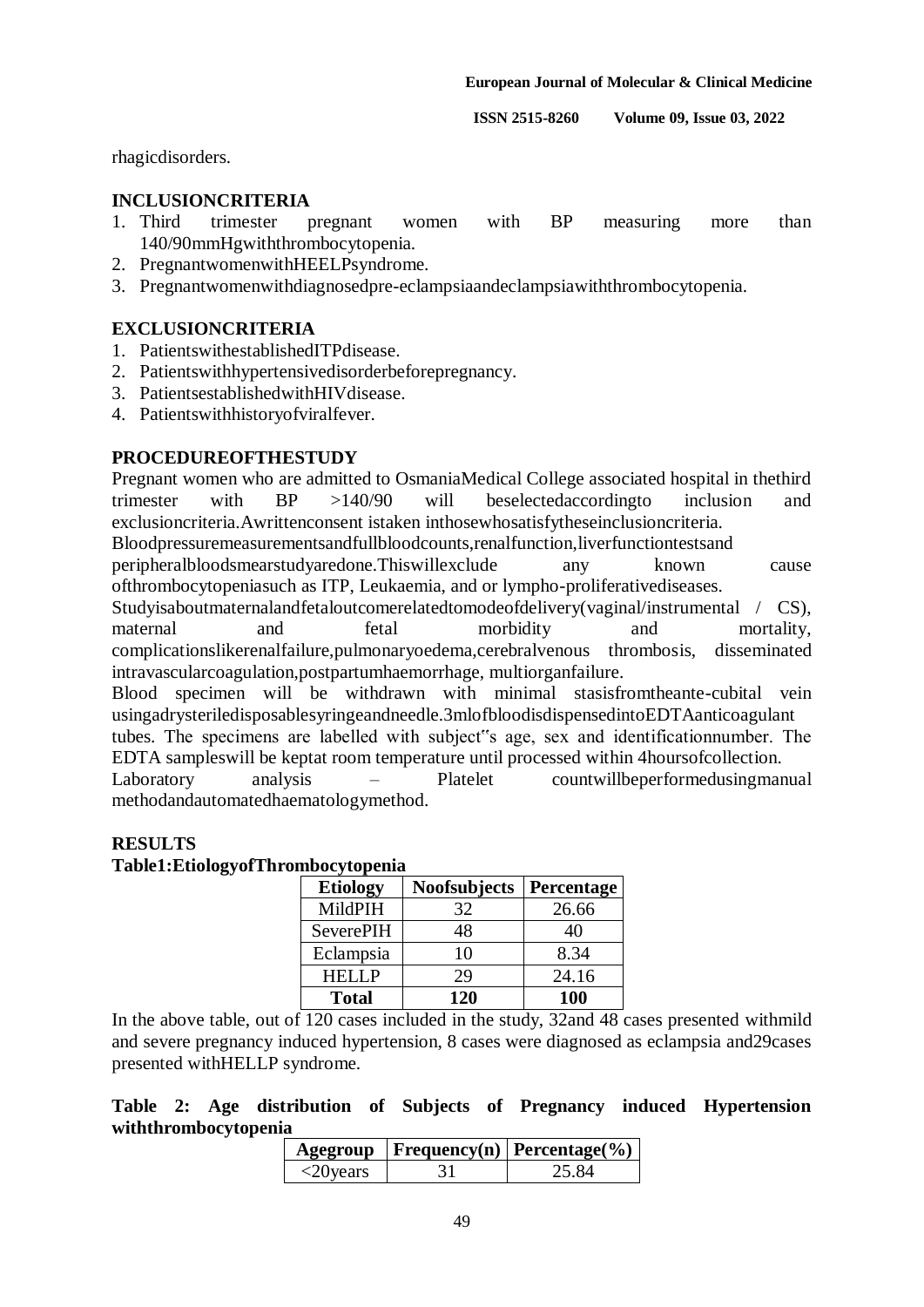rhagicdisorders.

## INCLUSIONCRITERIA

1. Third trimester pregnant women with BP measuring more than 140/90mmHgwiththrombocytopenia.
2. PregnantwomenwithHEELPsyndrome.
3. Pregnantwomenwithdiagnosedpre-eclampsiaandeclampsiawiththrombocytopenia.

## EXCLUSIONCRITERIA

1. PatientswithestablishedITPdisease.
2. Patientswithhypertensivedisorderbeforepregnancy.
3. PatientsestablishedwithHIVdisease.
4. Patientswithhistoryofviralfever.

## PROCEDUREOFTHESTUDY

Pregnant women who are admitted to OsmaniaMedical College associated hospital in thethird trimester with BP >140/90 will beselectedaccordingto inclusion and exclusioncriteria.Awrittenconsent istaken inthosewhosatisfytheseinclusioncriteria. Bloodpressuremeasurementsandfullbloodcounts,renalfunction,liverfunctiontestsand peripheralbloodsmearstudyaredone.Thiswillexclude any known cause ofthrombocytopeniasuch as ITP, Leukaemia, and or lympho-proliferativediseases. Studyisaboutmaternalandfetaloutcomerelatedtomodeofdelivery(vaginal/instrumental / CS), maternal and fetal morbidity and mortality, complicationslikerenalfailure,pulmonaryoedema,cerebralvenous thrombosis, disseminated intravascularcoagulation,postpartumhaemorrhage, multiorganfailure.

Blood specimen will be withdrawn with minimal stasisfromtheante-cubital vein usingadrysteriledisposablesyringeandneedle.3mlofbloodisdispensedintoEDTAanticoagulant tubes. The specimens are labelled with subject‟s age, sex and identificationnumber. The EDTA sampleswill be keptat room temperature until processed within 4hoursofcollection.

Laboratory analysis – Platelet countwillbeperformedusingmanual methodandautomatedhaematologymethod.

## RESULTS

**Table1:EtiologyofThrombocytopenia**

| Etiology | Noofsubjects | Percentage |
|---|---|---|
| MildPIH | 32 | 26.66 |
| SeverePIH | 48 | 40 |
| Eclampsia | 10 | 8.34 |
| HELLP | 29 | 24.16 |
| **Total** | **120** | **100** |

In the above table, out of 120 cases included in the study, 32and 48 cases presented withmild and severe pregnancy induced hypertension, 8 cases were diagnosed as eclampsia and29cases presented withHELLP syndrome.

**Table 2: Age distribution of Subjects of Pregnancy induced Hypertension withthrombocytopenia**

| Agegroup | Frequency(n) | Percentage(%) |
|---|---|---|
| <20years | 31 | 25.84 |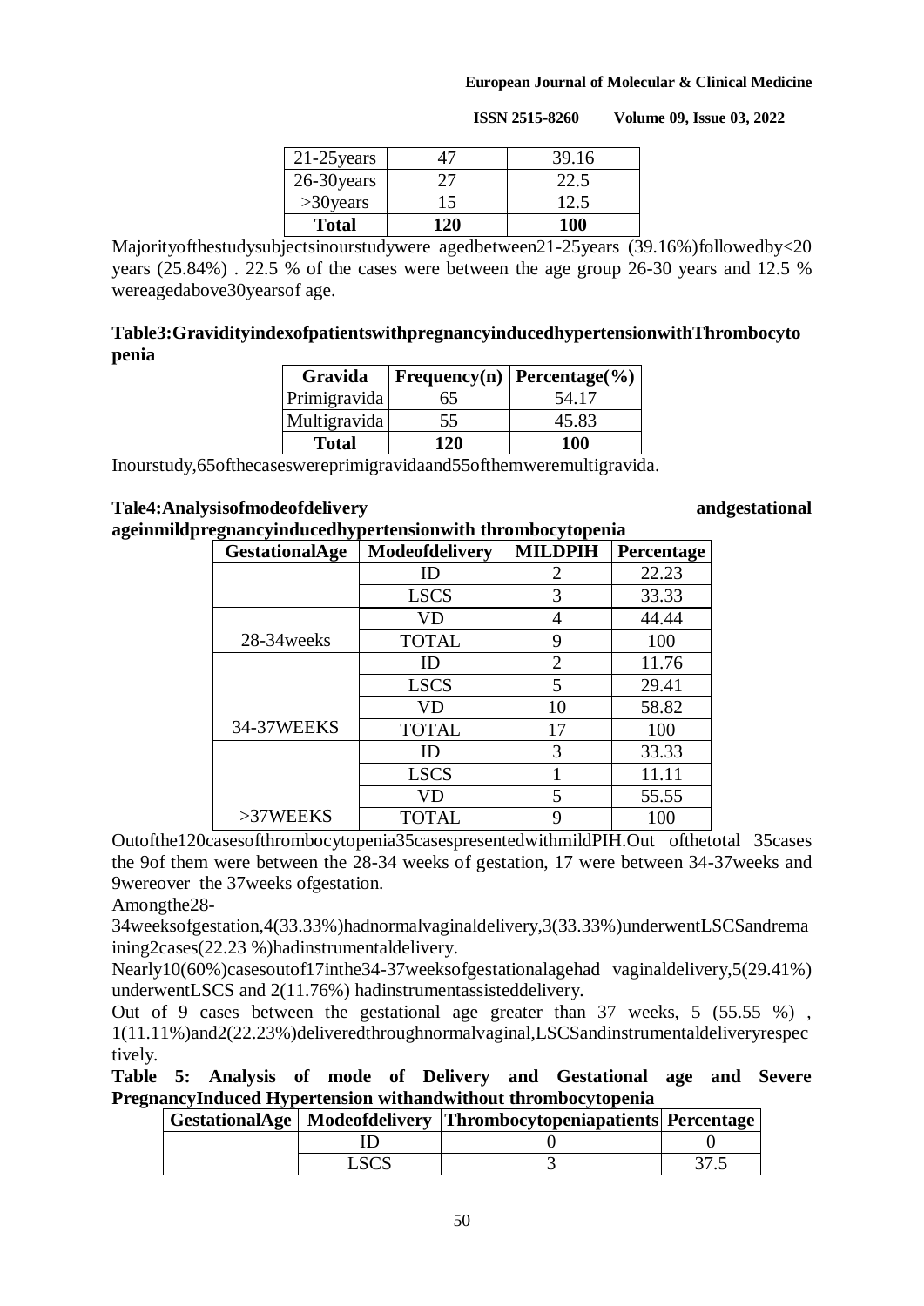| 21-25years | 47 | 39.16 |
|---|---|---|
| 26-30years | 27 | 22.5 |
| >30years | 15 | 12.5 |
| **Total** | **120** | **100** |

Majorityofthestudysubjectsinourstudywere agedbetween21-25years (39.16%)followedby<20 years (25.84%) . 22.5 % of the cases were between the age group 26-30 years and 12.5 % wereagedabove30yearsof age.

**Table3:GravidityindexofpatientswithpregnancyinducedhypertensionwithThrombocytopenia**

| Gravida | Frequency(n) | Percentage(%) |
|---|---|---|
| Primigravida | 65 | 54.17 |
| Multigravida | 55 | 45.83 |
| **Total** | **120** | **100** |

Inourstudy,65ofthecaseswereprimigravidaand55ofthemweremultigravida.

**Tale4:Analysisofmodeofdelivery andgestational ageinmildpregnancyinducedhypertensionwith thrombocytopenia**

| GestationalAge | Modeofdelivery | MILDPIH | Percentage |
|---|---|---|---|
| | ID | 2 | 22.23 |
| | LSCS | 3 | 33.33 |
| | VD | 4 | 44.44 |
| 28-34weeks | TOTAL | 9 | 100 |
| | ID | 2 | 11.76 |
| | LSCS | 5 | 29.41 |
| | VD | 10 | 58.82 |
| 34-37WEEKS | TOTAL | 17 | 100 |
| | ID | 3 | 33.33 |
| | LSCS | 1 | 11.11 |
| | VD | 5 | 55.55 |
| >37WEEKS | TOTAL | 9 | 100 |

Outofthe120casesofthrombocytopenia35casespresentedwithmildPIH.Out ofthetotal 35cases the 9of them were between the 28-34 weeks of gestation, 17 were between 34-37weeks and 9wereover the 37weeks ofgestation.

Amongthe28-34weeksofgestation,4(33.33%)hadnormalvaginaldelivery,3(33.33%)underwentLSCSandremaining2cases(22.23 %)hadinstrumentaldelivery.

Nearly10(60%)casesoutof17inthe34-37weeksofgestationalagehad vaginaldelivery,5(29.41%) underwentLSCS and 2(11.76%) hadinstrumentassisteddelivery.

Out of 9 cases between the gestational age greater than 37 weeks, 5 (55.55 %) , 1(11.11%)and2(22.23%)deliveredthroughnormalvaginal,LSCSandinstrumentaldeliveryrespectively.

**Table 5: Analysis of mode of Delivery and Gestational age and Severe PregnancyInduced Hypertension withandwithout thrombocytopenia**

| GestationalAge | Modeofdelivery | Thrombocytopeniapatients | Percentage |
|---|---|---|---|
| | ID | 0 | 0 |
| | LSCS | 3 | 37.5 |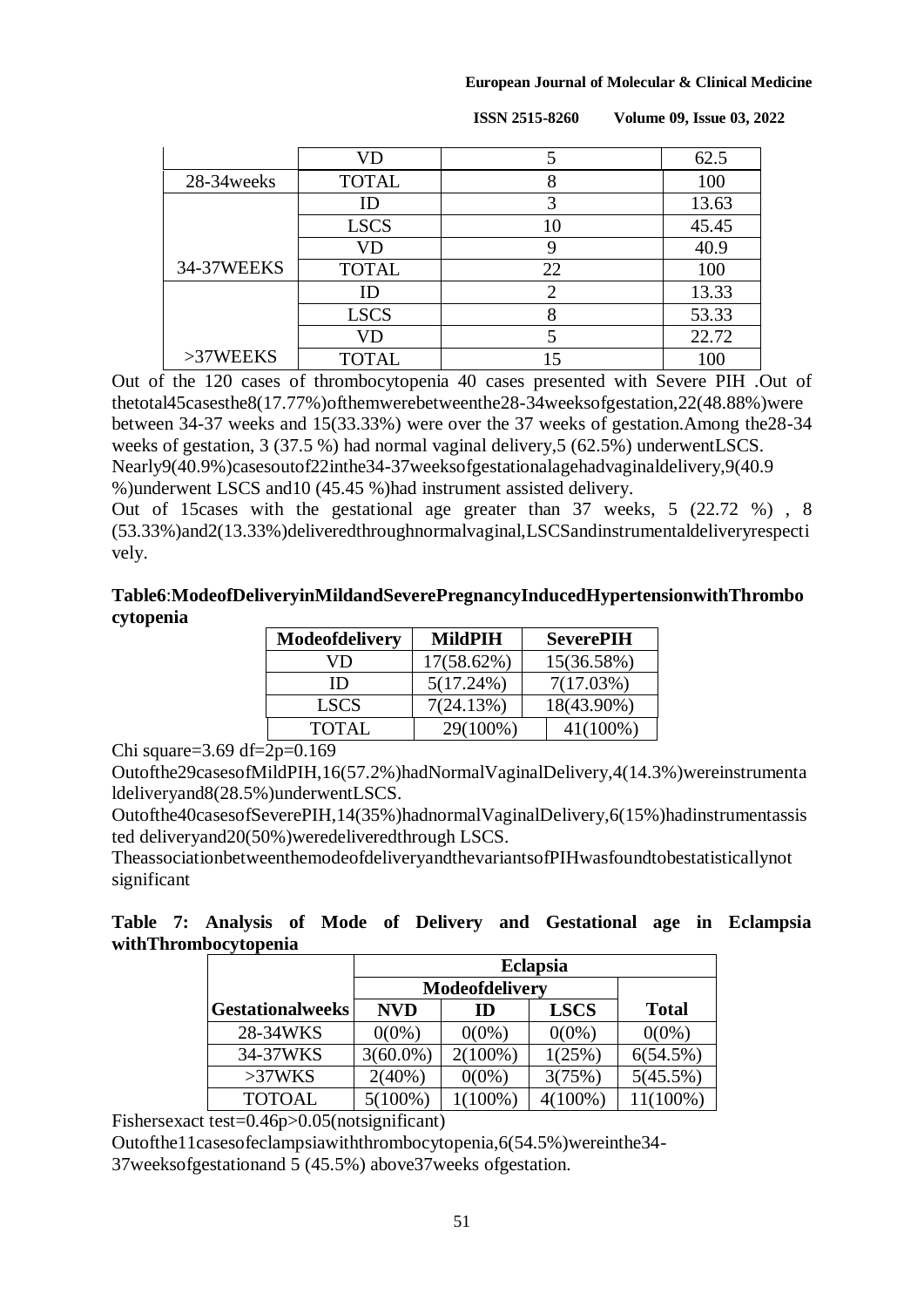|  | VD | 5 | 62.5 |
|---|---|---|---|
| 28-34weeks | TOTAL | 8 | 100 |
|  | ID | 3 | 13.63 |
|  | LSCS | 10 | 45.45 |
|  | VD | 9 | 40.9 |
| 34-37WEEKS | TOTAL | 22 | 100 |
|  | ID | 2 | 13.33 |
|  | LSCS | 8 | 53.33 |
|  | VD | 5 | 22.72 |
| >37WEEKS | TOTAL | 15 | 100 |

Out of the 120 cases of thrombocytopenia 40 cases presented with Severe PIH .Out of thetotal45casesthe8(17.77%)ofthemwerebetweenthe28-34weeksofgestation,22(48.88%)were between 34-37 weeks and 15(33.33%) were over the 37 weeks of gestation.Among the28-34 weeks of gestation, 3 (37.5 %) had normal vaginal delivery,5 (62.5%) underwentLSCS. Nearly9(40.9%)casesoutof22inthe34-37weeksofgestationalagehadvaginaldelivery,9(40.9 %)underwent LSCS and10 (45.45 %)had instrument assisted delivery.

Out of 15cases with the gestational age greater than 37 weeks, 5 (22.72 %) , 8 (53.33%)and2(13.33%)deliveredthroughnormalvaginal,LSCSandinstrumentaldeliveryrespectively.

**Table6**:**ModeofDeliveryinMildandSeverePregnancyInducedHypertensionwithThrombocytopenia**

| Modeofdelivery | MildPIH | SeverePIH |
|---|---|---|
| VD | 17(58.62%) | 15(36.58%) |
| ID | 5(17.24%) | 7(17.03%) |
| LSCS | 7(24.13%) | 18(43.90%) |
| TOTAL | 29(100%) | 41(100%) |

Chi square=3.69 df=2p=0.169

Outofthe29casesofMildPIH,16(57.2%)hadNormalVaginalDelivery,4(14.3%)wereinstrumentaldeliveryand8(28.5%)underwentLSCS.

Outofthe40casesofSeverePIH,14(35%)hadnormalVaginalDelivery,6(15%)hadinstrumentassisted deliveryand20(50%)weredeliveredthrough LSCS.

TheassociationbetweenthemodeofdeliveryandthevariantsofPIHwasfoundtobestatisticallynot significant

**Table 7: Analysis of Mode of Delivery and Gestational age in Eclampsia withThrombocytopenia**

|  | Eclapsia | | | |
|---|---|---|---|---|
|  | Modeofdelivery | | |  |
| Gestationalweeks | NVD | ID | LSCS | Total |
| 28-34WKS | 0(0%) | 0(0%) | 0(0%) | 0(0%) |
| 34-37WKS | 3(60.0%) | 2(100%) | 1(25%) | 6(54.5%) |
| >37WKS | 2(40%) | 0(0%) | 3(75%) | 5(45.5%) |
| TOTOAL | 5(100%) | 1(100%) | 4(100%) | 11(100%) |

Fishersexact test=0.46p>0.05(notsignificant)

Outofthe11casesofeclampsiawiththrombocytopenia,6(54.5%)wereinthe34-37weeksofgestationand 5 (45.5%) above37weeks ofgestation.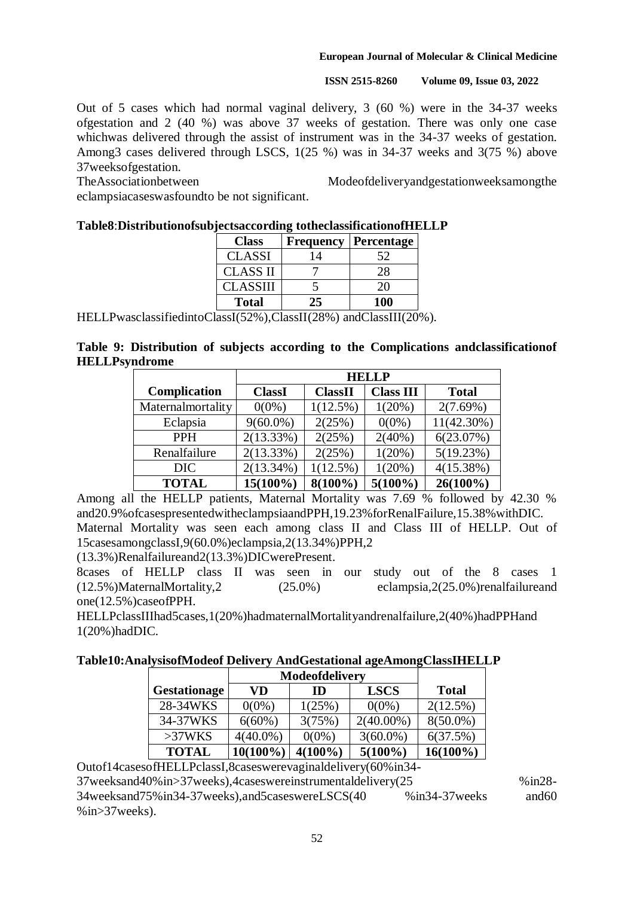Out of 5 cases which had normal vaginal delivery, 3 (60 %) were in the 34-37 weeks ofgestation and 2 (40 %) was above 37 weeks of gestation. There was only one case whichwas delivered through the assist of instrument was in the 34-37 weeks of gestation. Among3 cases delivered through LSCS, 1(25 %) was in 34-37 weeks and 3(75 %) above 37weeksofgestation.

TheAssociationbetween Modeofdeliveryandgestationweeksamongthe eclampsiacaseswasfoundto be not significant.

**Table8**:**Distributionofsubjectsaccording totheclassificationofHELLP**

| Class | Frequency | Percentage |
|---|---|---|
| CLASSI | 14 | 52 |
| CLASS II | 7 | 28 |
| CLASSIII | 5 | 20 |
| **Total** | **25** | **100** |

HELLPwasclassifiedintoClassI(52%),ClassII(28%) andClassIII(20%).

**Table 9: Distribution of subjects according to the Complications andclassificationof HELLPsyndrome**

| Complication | HELLP | | | |
|---|---|---|---|---|
| | ClassI | ClassII | Class III | Total |
| Maternalmortality | 0(0%) | 1(12.5%) | 1(20%) | 2(7.69%) |
| Eclapsia | 9(60.0%) | 2(25%) | 0(0%) | 11(42.30%) |
| PPH | 2(13.33%) | 2(25%) | 2(40%) | 6(23.07%) |
| Renalfailure | 2(13.33%) | 2(25%) | 1(20%) | 5(19.23%) |
| DIC | 2(13.34%) | 1(12.5%) | 1(20%) | 4(15.38%) |
| **TOTAL** | **15(100%)** | **8(100%)** | **5(100%)** | **26(100%)** |

Among all the HELLP patients, Maternal Mortality was 7.69 % followed by 42.30 % and20.9%ofcasespresentedwitheclampsiaandPPH,19.23%forRenalFailure,15.38%withDIC.

Maternal Mortality was seen each among class II and Class III of HELLP. Out of 15casesamongclassI,9(60.0%)eclampsia,2(13.34%)PPH,2 (13.3%)Renalfailureand2(13.3%)DICwerePresent.

8cases of HELLP class II was seen in our study out of the 8 cases 1 (12.5%)MaternalMortality,2 (25.0%) eclampsia,2(25.0%)renalfailureand one(12.5%)caseofPPH.

HELLPclassIIIhad5cases,1(20%)hadmaternalMortalityandrenalfailure,2(40%)hadPPHand 1(20%)hadDIC.

**Table10:AnalysisofModeof Delivery AndGestational ageAmongClassIHELLP**

| Gestationage | Modeofdelivery | | | Total |
|---|---|---|---|---|
| | VD | ID | LSCS | |
| 28-34WKS | 0(0%) | 1(25%) | 0(0%) | 2(12.5%) |
| 34-37WKS | 6(60%) | 3(75%) | 2(40.00%) | 8(50.0%) |
| >37WKS | 4(40.0%) | 0(0%) | 3(60.0%) | 6(37.5%) |
| **TOTAL** | **10(100%)** | **4(100%)** | **5(100%)** | **16(100%)** |

Outof14casesofHELLPclassI,8caseswerevaginaldelivery(60%in34-37weeksand40%in>37weeks),4caseswereinstrumentaldelivery(25 %in28-34weeksand75%in34-37weeks),and5caseswereLSCS(40 %in34-37weeks and60 %in>37weeks).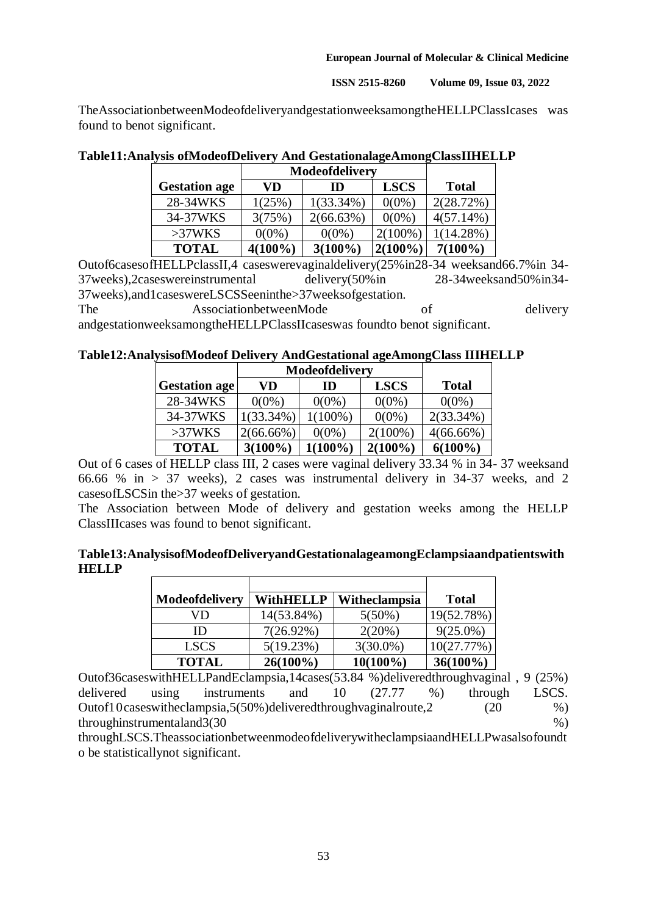TheAssociationbetweenModeofdeliveryandgestationweeksamongtheHELLPClassIcases was found to benot significant.

**Table11:Analysis ofModeofDelivery And GestationalageAmongClassIIHELLP**

| | Modeofdelivery | | | |
|---|---|---|---|---|
| **Gestation age** | **VD** | **ID** | **LSCS** | **Total** |
| 28-34WKS | 1(25%) | 1(33.34%) | 0(0%) | 2(28.72%) |
| 34-37WKS | 3(75%) | 2(66.63%) | 0(0%) | 4(57.14%) |
| >37WKS | 0(0%) | 0(0%) | 2(100%) | 1(14.28%) |
| **TOTAL** | **4(100%)** | **3(100%)** | **2(100%)** | **7(100%)** |

Outof6casesofHELLPclassII,4 caseswerevaginaldelivery(25%in28-34 weeksand66.7%in 34-37weeks),2caseswereinstrumental delivery(50%in 28-34weeksand50%in34-37weeks),and1caseswereLSCSSeeninthe>37weeksofgestation.
The AssociationbetweenMode of delivery andgestationweeksamongtheHELLPClassIIcaseswas foundto benot significant.

**Table12:AnalysisofModeof Delivery AndGestational ageAmongClass IIIHELLP**

| | Modeofdelivery | | | |
|---|---|---|---|---|
| **Gestation age** | **VD** | **ID** | **LSCS** | **Total** |
| 28-34WKS | 0(0%) | 0(0%) | 0(0%) | 0(0%) |
| 34-37WKS | 1(33.34%) | 1(100%) | 0(0%) | 2(33.34%) |
| >37WKS | 2(66.66%) | 0(0%) | 2(100%) | 4(66.66%) |
| **TOTAL** | **3(100%)** | **1(100%)** | **2(100%)** | **6(100%)** |

Out of 6 cases of HELLP class III, 2 cases were vaginal delivery 33.34 % in 34- 37 weeksand 66.66 % in > 37 weeks), 2 cases was instrumental delivery in 34-37 weeks, and 2 casesofLSCSin the>37 weeks of gestation.
The Association between Mode of delivery and gestation weeks among the HELLP ClassIIIcases was found to benot significant.

**Table13:AnalysisofModeofDeliveryandGestationalageamongEclampsiaandpatientswith HELLP**

| **Modeofdelivery** | **WithHELLP** | **Witheclampsia** | **Total** |
|---|---|---|---|
| VD | 14(53.84%) | 5(50%) | 19(52.78%) |
| ID | 7(26.92%) | 2(20%) | 9(25.0%) |
| LSCS | 5(19.23%) | 3(30.0%) | 10(27.77%) |
| **TOTAL** | **26(100%)** | **10(100%)** | **36(100%)** |

Outof36caseswithHELLPandEclampsia,14cases(53.84 %)deliveredthroughvaginal , 9 (25%) delivered using instruments and 10 (27.77 %) through LSCS. Outof10caseswitheclampsia,5(50%)deliveredthroughvaginalroute,2 (20 %) throughinstrumentaland3(30 %) throughLSCS.TheassociationbetweenmodeofdeliverywitheclampsiaandHELLPwasalsofoundto be statisticallynot significant.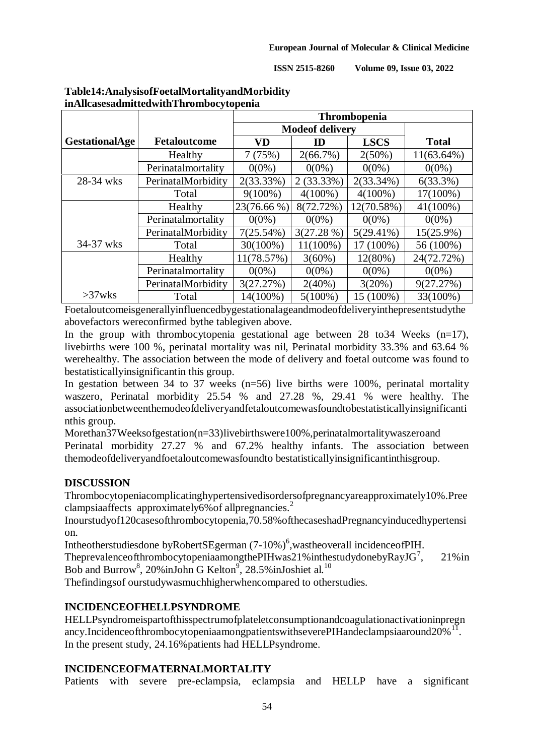**Table14:AnalysisofFoetalMortalityandMorbidity inAllcasesadmittedwithThrombocytopenia**

| GestationalAge | Fetaloutcome | Thrombopenia | | | |
|---|---|---|---|---|---|
| | | Modeof delivery | | | |
| | | VD | ID | LSCS | Total |
| 28-34 wks | Healthy | 7 (75%) | 2(66.7%) | 2(50%) | 11(63.64%) |
| | Perinatalmortality | 0(0%) | 0(0%) | 0(0%) | 0(0%) |
| | PerinatalMorbidity | 2(33.33%) | 2 (33.33%) | 2(33.34%) | 6(33.3%) |
| | Total | 9(100%) | 4(100%) | 4(100%) | 17(100%) |
| 34-37 wks | Healthy | 23(76.66 %) | 8(72.72%) | 12(70.58%) | 41(100%) |
| | Perinatalmortality | 0(0%) | 0(0%) | 0(0%) | 0(0%) |
| | PerinatalMorbidity | 7(25.54%) | 3(27.28 %) | 5(29.41%) | 15(25.9%) |
| | Total | 30(100%) | 11(100%) | 17 (100%) | 56 (100%) |
| >37wks | Healthy | 11(78.57%) | 3(60%) | 12(80%) | 24(72.72%) |
| | Perinatalmortality | 0(0%) | 0(0%) | 0(0%) | 0(0%) |
| | PerinatalMorbidity | 3(27.27%) | 2(40%) | 3(20%) | 9(27.27%) |
| | Total | 14(100%) | 5(100%) | 15 (100%) | 33(100%) |

Foetaloutcomeisgenerallyinfluencedbygestationalageandmodeofdeliveryinthepresentstudythe abovefactors wereconfirmed bythe tablegiven above.

In the group with thrombocytopenia gestational age between 28 to34 Weeks (n=17), livebirths were 100 %, perinatal mortality was nil, Perinatal morbidity 33.3% and 63.64 % werehealthy. The association between the mode of delivery and foetal outcome was found to bestatisticallyinsignificantin this group.

In gestation between 34 to 37 weeks (n=56) live births were 100%, perinatal mortality waszero, Perinatal morbidity 25.54 % and 27.28 %, 29.41 % were healthy. The associationbetweenthemodeofdeliveryandfetaloutcomewasfoundtobestatisticallyinsignificantinthis group.

Morethan37Weeksofgestation(n=33)livebirthswere100%,perinatalmortalitywaszeroand Perinatal morbidity 27.27 % and 67.2% healthy infants. The association between themodeofdeliveryandfoetaloutcomewasfoundto bestatisticallyinsignificantinthisgroup.

## DISCUSSION

Thrombocytopeniacomplicatinghypertensivedisordersofpregnancyareapproximately10%.Preeclampsiaaffects approximately6%of allpregnancies.[2]

Inourstudyof120casesofthrombocytopenia,70.58%ofthecaseshadPregnancyinducedhypertension.

Intheotherstudiesdone byRobertSEgerman (7-10%)[6],wastheoverall incidenceofPIH.

TheprevalenceofthrombocytopeniaamongthePIHwas21%inthestudydonebyRayJG[7], 21%in Bob and Burrow[8], 20%inJohn G Kelton[9], 28.5%inJoshiet al.[10]

Thefindingsof ourstudywasmuchhigherwhencompared to otherstudies.

## INCIDENCEOFHELLPSYNDROME

HELLPsyndromeispartofthisspectrumofplateletconsumptionandcoagulationactivationinpregnancy.IncidenceofthrombocytopeniaamongpatientswithseverePIHandeclampsiaaround20%[11]. In the present study, 24.16%patients had HELLPsyndrome.

## INCIDENCEOFMATERNALMORTALITY

Patients with severe pre-eclampsia, eclampsia and HELLP have a significant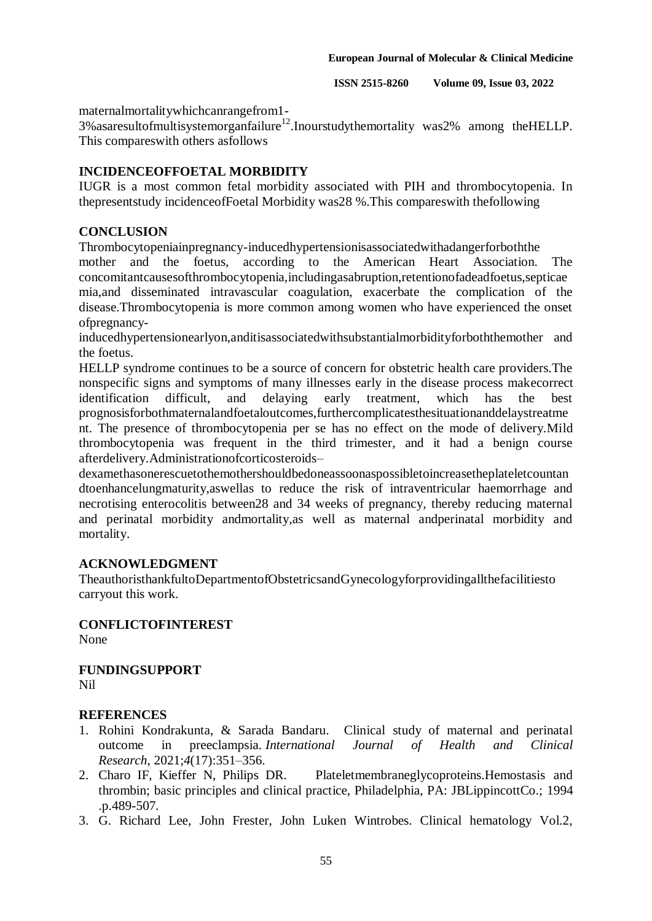maternalmortalitywhichcanrangefrom1-3%asaresultofmultisystemorganfailure[12].Inourstudythemortality was2% among theHELLP. This compareswith others asfollows

## INCIDENCEOFFOETAL MORBIDITY

IUGR is a most common fetal morbidity associated with PIH and thrombocytopenia. In thepresentstudy incidenceofFoetal Morbidity was28 %.This compareswith thefollowing

## CONCLUSION

Thrombocytopeniainpregnancy-inducedhypertensionisassociatedwithadangerforboththe mother and the foetus, according to the American Heart Association. The concomitantcausesofthrombocytopenia,includingasabruption,retentionofadeadfoetus,septicaemia,and disseminated intravascular coagulation, exacerbate the complication of the disease.Thrombocytopenia is more common among women who have experienced the onset ofpregnancy-inducedhypertensionearlyon,anditisassociatedwithsubstantialmorbidityforboththemother and the foetus.

HELLP syndrome continues to be a source of concern for obstetric health care providers.The nonspecific signs and symptoms of many illnesses early in the disease process makecorrect identification difficult, and delaying early treatment, which has the best prognosisforbothmaternalandfoetaloutcomes,furthercomplicatesthesituationanddelaystreatment. The presence of thrombocytopenia per se has no effect on the mode of delivery.Mild thrombocytopenia was frequent in the third trimester, and it had a benign course afterdelivery.Administrationofcorticosteroids–dexamethasonerescuetothemothershouldbedoneassoonaspossibletoincreasetheplateletcountandtoenhancelungmaturity,aswellas to reduce the risk of intraventricular haemorrhage and necrotising enterocolitis between28 and 34 weeks of pregnancy, thereby reducing maternal and perinatal morbidity andmortality,as well as maternal andperinatal morbidity and mortality.

## ACKNOWLEDGMENT

TheauthoristhankfultoDepartmentofObstetricsandGynecologyforprovidingallthefacilitiesto carryout this work.

## CONFLICTOFINTEREST

None

## FUNDINGSUPPORT

Nil

## REFERENCES

1. Rohini Kondrakunta, & Sarada Bandaru. Clinical study of maternal and perinatal outcome in preeclampsia. *International Journal of Health and Clinical Research*, 2021;*4*(17):351–356.
2. Charo IF, Kieffer N, Philips DR. Plateletmembraneglycoproteins.Hemostasis and thrombin; basic principles and clinical practice, Philadelphia, PA: JBLippincottCo.; 1994 .p.489-507.
3. G. Richard Lee, John Frester, John Luken Wintrobes. Clinical hematology Vol.2,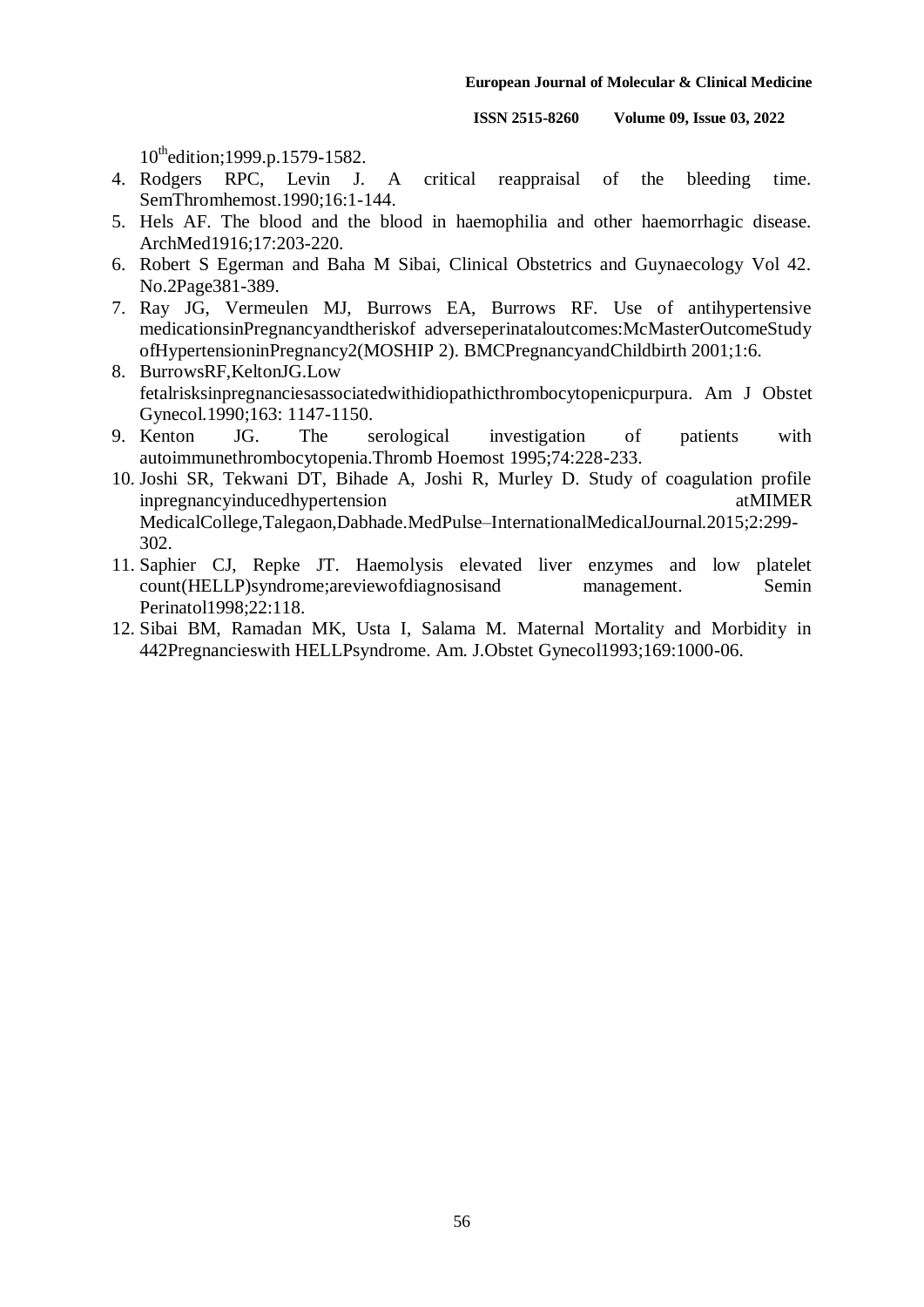10[th]edition;1999.p.1579-1582.

4. Rodgers RPC, Levin J. A critical reappraisal of the bleeding time. SemThromhemost.1990;16:1-144.
5. Hels AF. The blood and the blood in haemophilia and other haemorrhagic disease. ArchMed1916;17:203-220.
6. Robert S Egerman and Baha M Sibai, Clinical Obstetrics and Guynaecology Vol 42. No.2Page381-389.
7. Ray JG, Vermeulen MJ, Burrows EA, Burrows RF. Use of antihypertensive medicationsinPregnancyandtheriskof adverseperinataloutcomes:McMasterOutcomeStudy ofHypertensioninPregnancy2(MOSHIP 2). BMCPregnancyandChildbirth 2001;1:6.
8. BurrowsRF,KeltonJG.Low fetalrisksinpregnanciesassociatedwithidiopathicthrombocytopenicpurpura. Am J Obstet Gynecol.1990;163: 1147-1150.
9. Kenton JG. The serological investigation of patients with autoimmunethrombocytopenia.Thromb Hoemost 1995;74:228-233.
10. Joshi SR, Tekwani DT, Bihade A, Joshi R, Murley D. Study of coagulation profile inpregnancyinducedhypertension atMIMER MedicalCollege,Talegaon,Dabhade.MedPulse–InternationalMedicalJournal.2015;2:299-302.
11. Saphier CJ, Repke JT. Haemolysis elevated liver enzymes and low platelet count(HELLP)syndrome;areviewofdiagnosisand management. Semin Perinatol1998;22:118.
12. Sibai BM, Ramadan MK, Usta I, Salama M. Maternal Mortality and Morbidity in 442Pregnancieswith HELLPsyndrome. Am. J.Obstet Gynecol1993;169:1000-06.